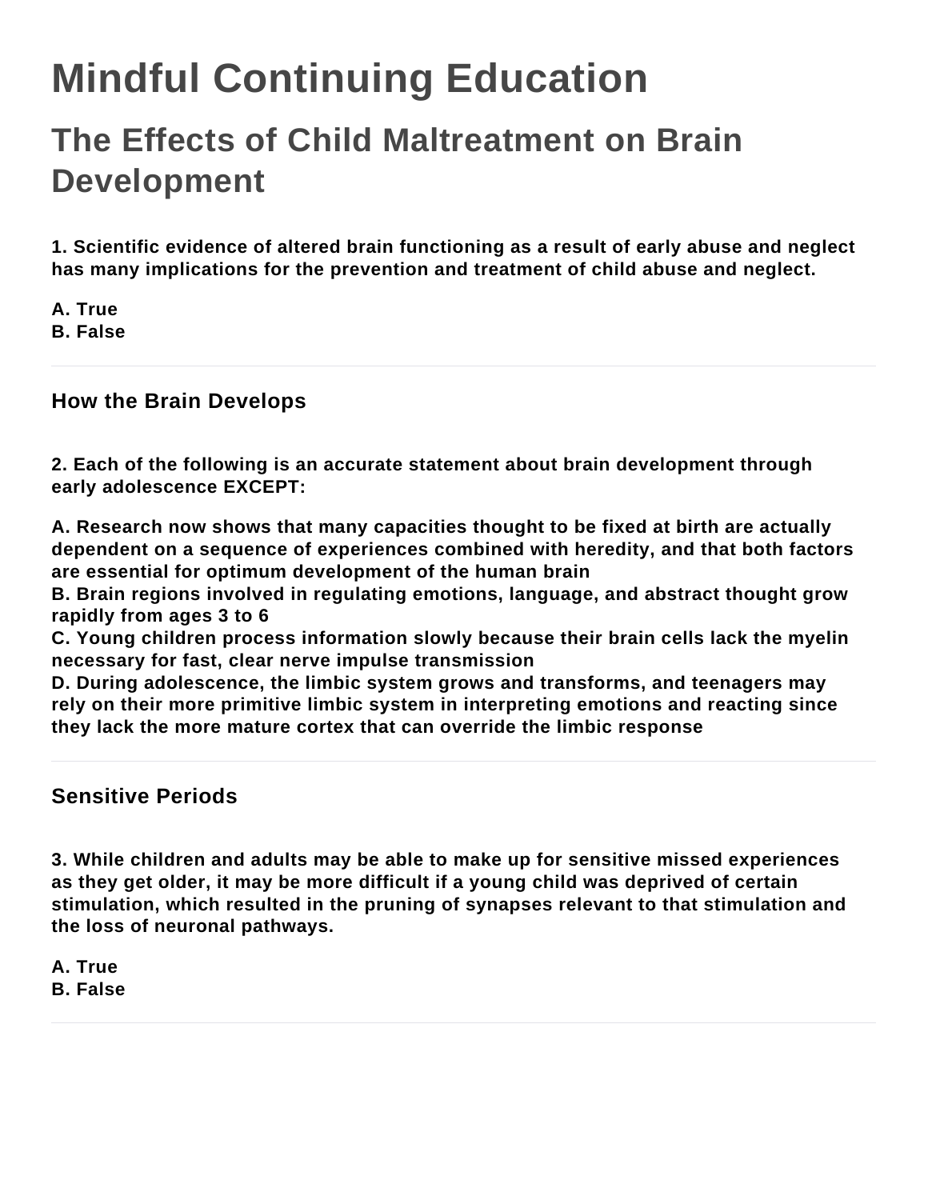# Mindful Continuing Education

## The Effects of Child Maltreatment on Brain Development

**1. Scientific evidence of altered brain functioning as a result of early abuse and neglect has many implications for the prevention and treatment of child abuse and neglect.**

**A. True**
**B. False**

---

### How the Brain Develops

**2. Each of the following is an accurate statement about brain development through early adolescence EXCEPT:**

**A. Research now shows that many capacities thought to be fixed at birth are actually dependent on a sequence of experiences combined with heredity, and that both factors are essential for optimum development of the human brain**
**B. Brain regions involved in regulating emotions, language, and abstract thought grow rapidly from ages 3 to 6**
**C. Young children process information slowly because their brain cells lack the myelin necessary for fast, clear nerve impulse transmission**
**D. During adolescence, the limbic system grows and transforms, and teenagers may rely on their more primitive limbic system in interpreting emotions and reacting since they lack the more mature cortex that can override the limbic response**

---

### Sensitive Periods

**3. While children and adults may be able to make up for sensitive missed experiences as they get older, it may be more difficult if a young child was deprived of certain stimulation, which resulted in the pruning of synapses relevant to that stimulation and the loss of neuronal pathways.**

**A. True**
**B. False**

---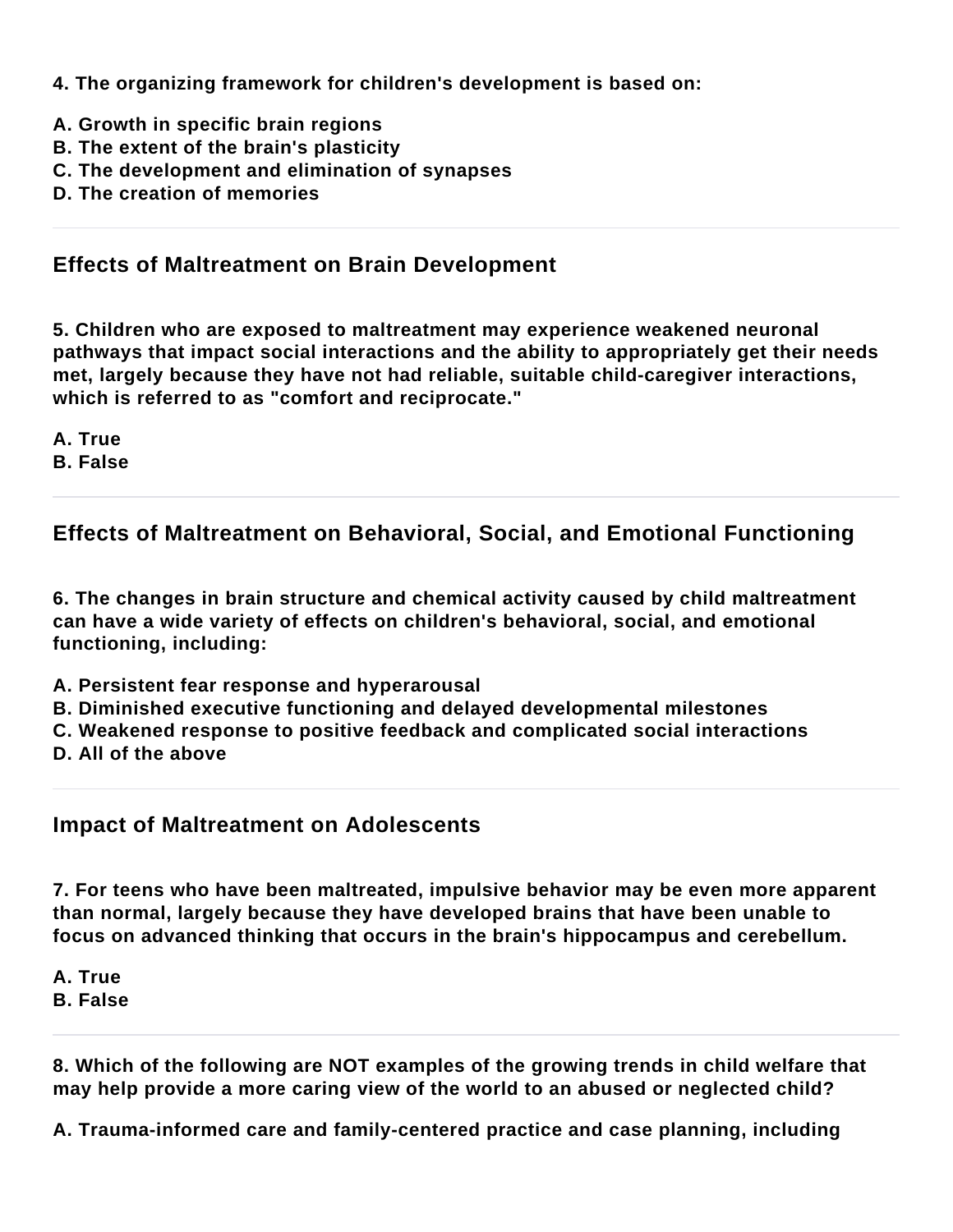**4. The organizing framework for children's development is based on:**

**A. Growth in specific brain regions**
**B. The extent of the brain's plasticity**
**C. The development and elimination of synapses**
**D. The creation of memories**

---

## Effects of Maltreatment on Brain Development

**5. Children who are exposed to maltreatment may experience weakened neuronal pathways that impact social interactions and the ability to appropriately get their needs met, largely because they have not had reliable, suitable child-caregiver interactions, which is referred to as "comfort and reciprocate."**

**A. True**
**B. False**

---

## Effects of Maltreatment on Behavioral, Social, and Emotional Functioning

**6. The changes in brain structure and chemical activity caused by child maltreatment can have a wide variety of effects on children's behavioral, social, and emotional functioning, including:**

**A. Persistent fear response and hyperarousal**
**B. Diminished executive functioning and delayed developmental milestones**
**C. Weakened response to positive feedback and complicated social interactions**
**D. All of the above**

---

## Impact of Maltreatment on Adolescents

**7. For teens who have been maltreated, impulsive behavior may be even more apparent than normal, largely because they have developed brains that have been unable to focus on advanced thinking that occurs in the brain's hippocampus and cerebellum.**

**A. True**
**B. False**

---

**8. Which of the following are NOT examples of the growing trends in child welfare that may help provide a more caring view of the world to an abused or neglected child?**

**A. Trauma-informed care and family-centered practice and case planning, including**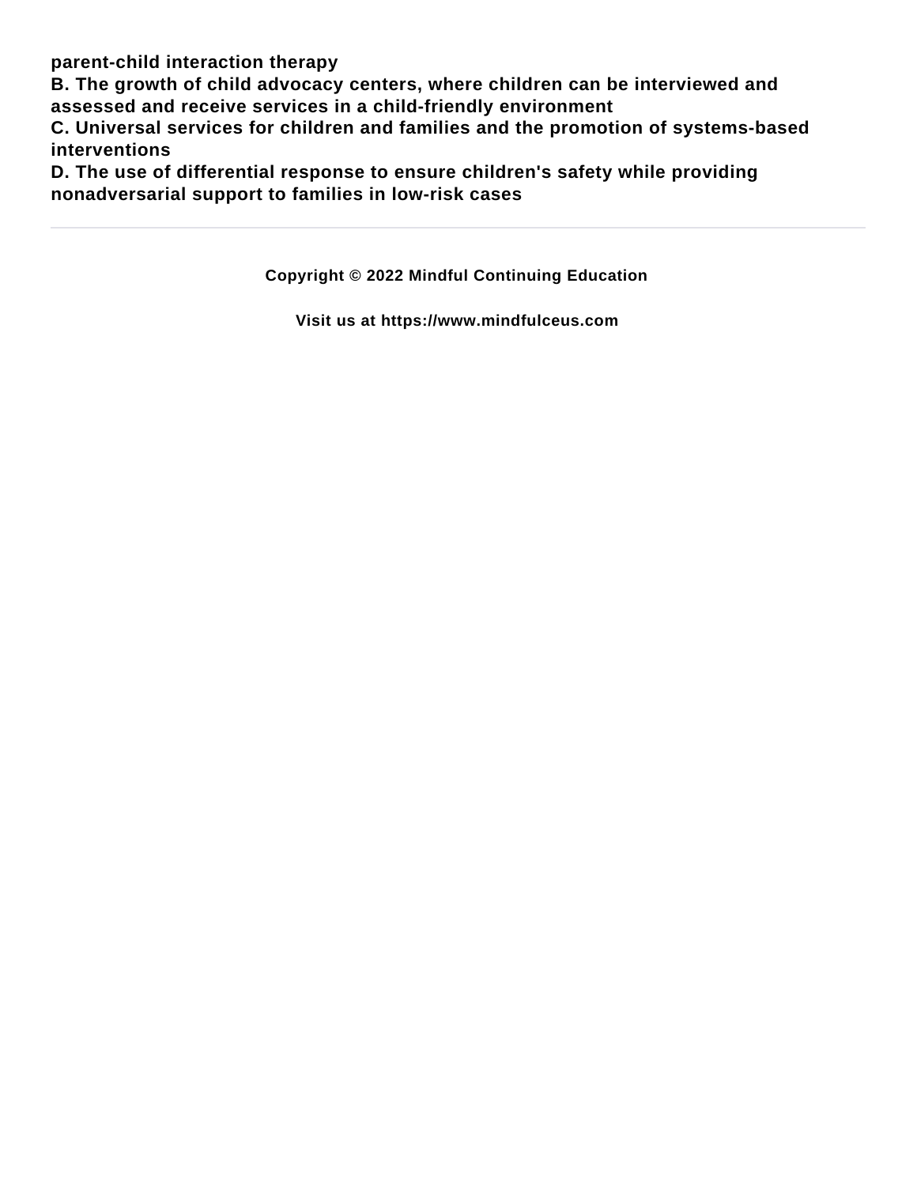**parent-child interaction therapy**
**B. The growth of child advocacy centers, where children can be interviewed and assessed and receive services in a child-friendly environment**
**C. Universal services for children and families and the promotion of systems-based interventions**
**D. The use of differential response to ensure children's safety while providing nonadversarial support to families in low-risk cases**

---

**Copyright © 2022 Mindful Continuing Education**

**Visit us at https://www.mindfulceus.com**